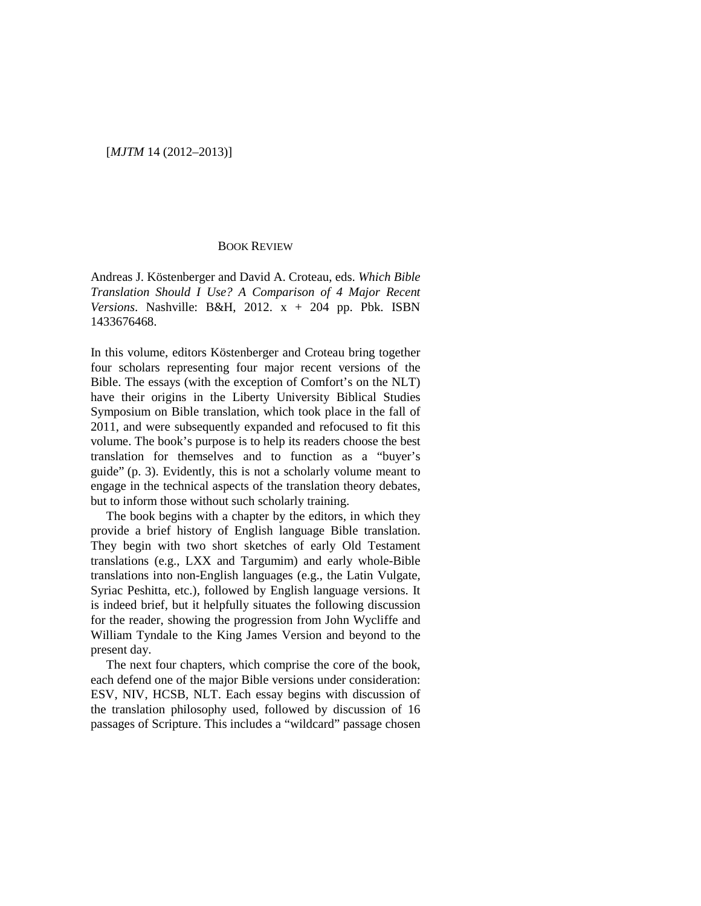BOOK REVIEW

Andreas J. Köstenberger and David A. Croteau, eds. *Which Bible Translation Should I Use? A Comparison of 4 Major Recent Versions*. Nashville: B&H, 2012. x + 204 pp. Pbk. ISBN 1433676468.

In this volume, editors Köstenberger and Croteau bring together four scholars representing four major recent versions of the Bible. The essays (with the exception of Comfort's on the NLT) have their origins in the Liberty University Biblical Studies Symposium on Bible translation, which took place in the fall of 2011, and were subsequently expanded and refocused to fit this volume. The book's purpose is to help its readers choose the best translation for themselves and to function as a "buyer's guide" (p. 3). Evidently, this is not a scholarly volume meant to engage in the technical aspects of the translation theory debates, but to inform those without such scholarly training.

The book begins with a chapter by the editors, in which they provide a brief history of English language Bible translation. They begin with two short sketches of early Old Testament translations (e.g., LXX and Targumim) and early whole-Bible translations into non-English languages (e.g., the Latin Vulgate, Syriac Peshitta, etc.), followed by English language versions. It is indeed brief, but it helpfully situates the following discussion for the reader, showing the progression from John Wycliffe and William Tyndale to the King James Version and beyond to the present day.

The next four chapters, which comprise the core of the book, each defend one of the major Bible versions under consideration: ESV, NIV, HCSB, NLT. Each essay begins with discussion of the translation philosophy used, followed by discussion of 16 passages of Scripture. This includes a "wildcard" passage chosen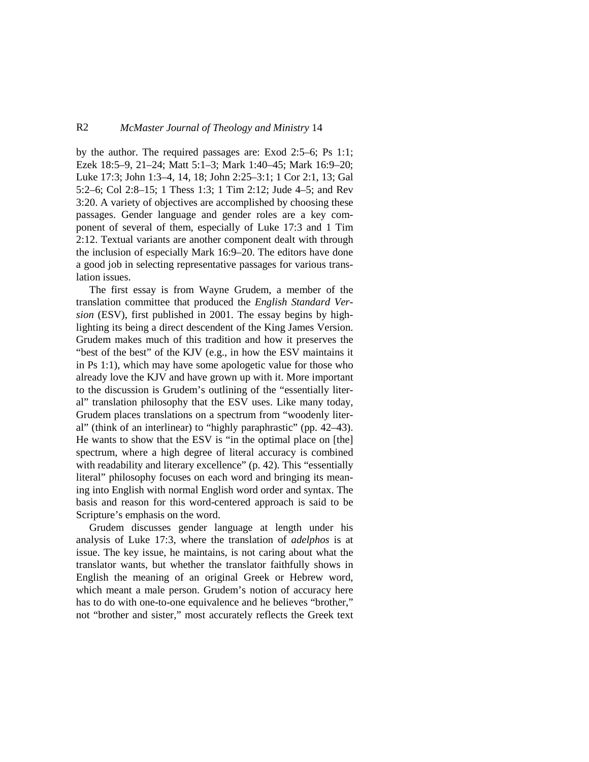by the author. The required passages are: Exod 2:5–6; Ps 1:1; Ezek 18:5–9, 21–24; Matt 5:1–3; Mark 1:40–45; Mark 16:9–20; Luke 17:3; John 1:3–4, 14, 18; John 2:25–3:1; 1 Cor 2:1, 13; Gal 5:2–6; Col 2:8–15; 1 Thess 1:3; 1 Tim 2:12; Jude 4–5; and Rev 3:20. A variety of objectives are accomplished by choosing these passages. Gender language and gender roles are a key component of several of them, especially of Luke 17:3 and 1 Tim 2:12. Textual variants are another component dealt with through the inclusion of especially Mark 16:9–20. The editors have done a good job in selecting representative passages for various translation issues.

The first essay is from Wayne Grudem, a member of the translation committee that produced the *English Standard Version* (ESV), first published in 2001. The essay begins by highlighting its being a direct descendent of the King James Version. Grudem makes much of this tradition and how it preserves the "best of the best" of the KJV (e.g., in how the ESV maintains it in Ps 1:1), which may have some apologetic value for those who already love the KJV and have grown up with it. More important to the discussion is Grudem's outlining of the "essentially literal" translation philosophy that the ESV uses. Like many today, Grudem places translations on a spectrum from "woodenly literal" (think of an interlinear) to "highly paraphrastic" (pp. 42–43). He wants to show that the ESV is "in the optimal place on [the] spectrum, where a high degree of literal accuracy is combined with readability and literary excellence" (p. 42). This "essentially literal" philosophy focuses on each word and bringing its meaning into English with normal English word order and syntax. The basis and reason for this word-centered approach is said to be Scripture's emphasis on the word.

Grudem discusses gender language at length under his analysis of Luke 17:3, where the translation of *adelphos* is at issue. The key issue, he maintains, is not caring about what the translator wants, but whether the translator faithfully shows in English the meaning of an original Greek or Hebrew word, which meant a male person. Grudem's notion of accuracy here has to do with one-to-one equivalence and he believes "brother," not "brother and sister," most accurately reflects the Greek text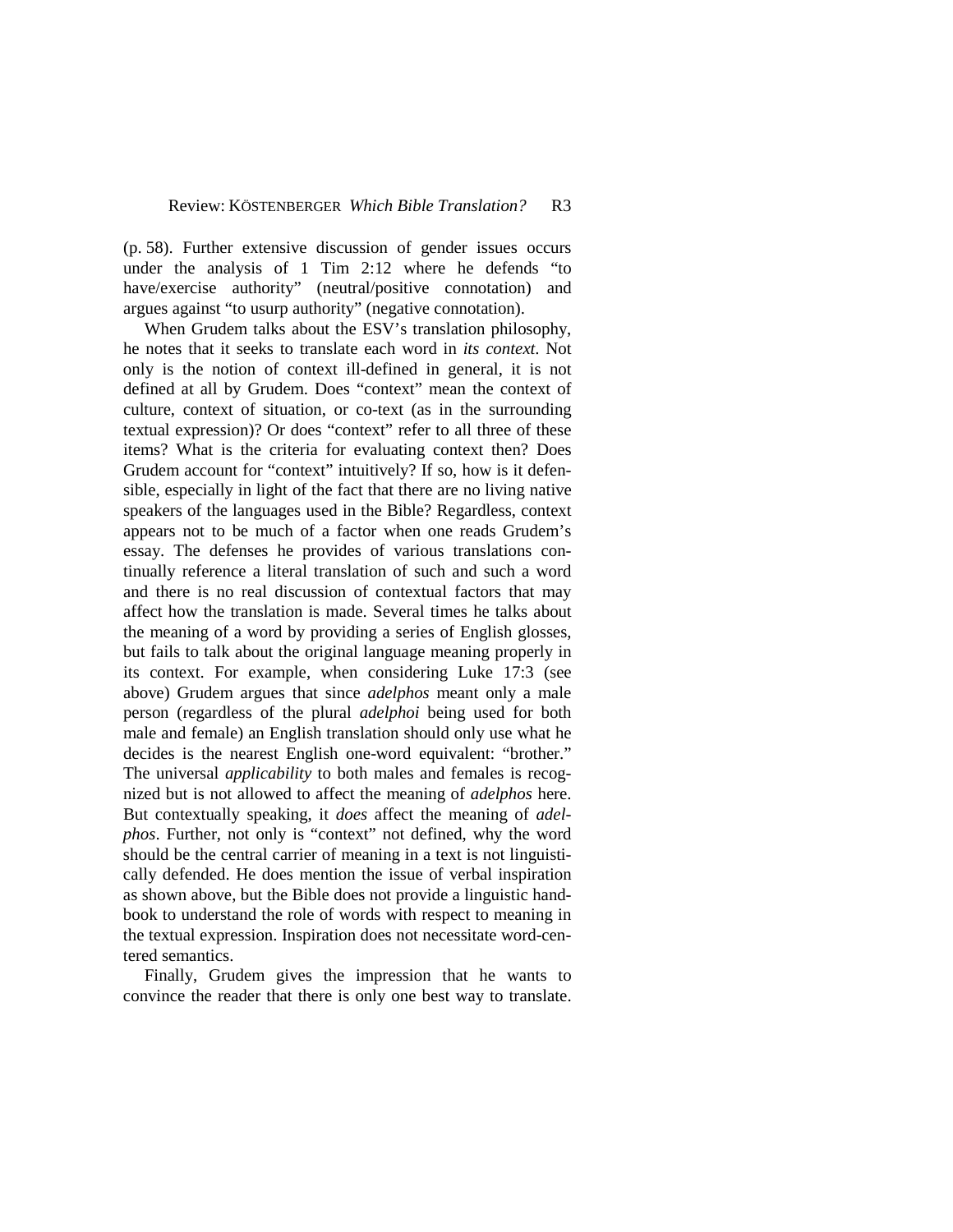(p. 58). Further extensive discussion of gender issues occurs under the analysis of 1 Tim 2:12 where he defends "to have/exercise authority" (neutral/positive connotation) and argues against "to usurp authority" (negative connotation).

When Grudem talks about the ESV's translation philosophy, he notes that it seeks to translate each word in *its context*. Not only is the notion of context ill-defined in general, it is not defined at all by Grudem. Does "context" mean the context of culture, context of situation, or co-text (as in the surrounding textual expression)? Or does "context" refer to all three of these items? What is the criteria for evaluating context then? Does Grudem account for "context" intuitively? If so, how is it defensible, especially in light of the fact that there are no living native speakers of the languages used in the Bible? Regardless, context appears not to be much of a factor when one reads Grudem's essay. The defenses he provides of various translations continually reference a literal translation of such and such a word and there is no real discussion of contextual factors that may affect how the translation is made. Several times he talks about the meaning of a word by providing a series of English glosses, but fails to talk about the original language meaning properly in its context. For example, when considering Luke 17:3 (see above) Grudem argues that since *adelphos* meant only a male person (regardless of the plural *adelphoi* being used for both male and female) an English translation should only use what he decides is the nearest English one-word equivalent: "brother." The universal *applicability* to both males and females is recognized but is not allowed to affect the meaning of *adelphos* here. But contextually speaking, it *does* affect the meaning of *adelphos*. Further, not only is "context" not defined, why the word should be the central carrier of meaning in a text is not linguistically defended. He does mention the issue of verbal inspiration as shown above, but the Bible does not provide a linguistic handbook to understand the role of words with respect to meaning in the textual expression. Inspiration does not necessitate word-centered semantics.

Finally, Grudem gives the impression that he wants to convince the reader that there is only one best way to translate.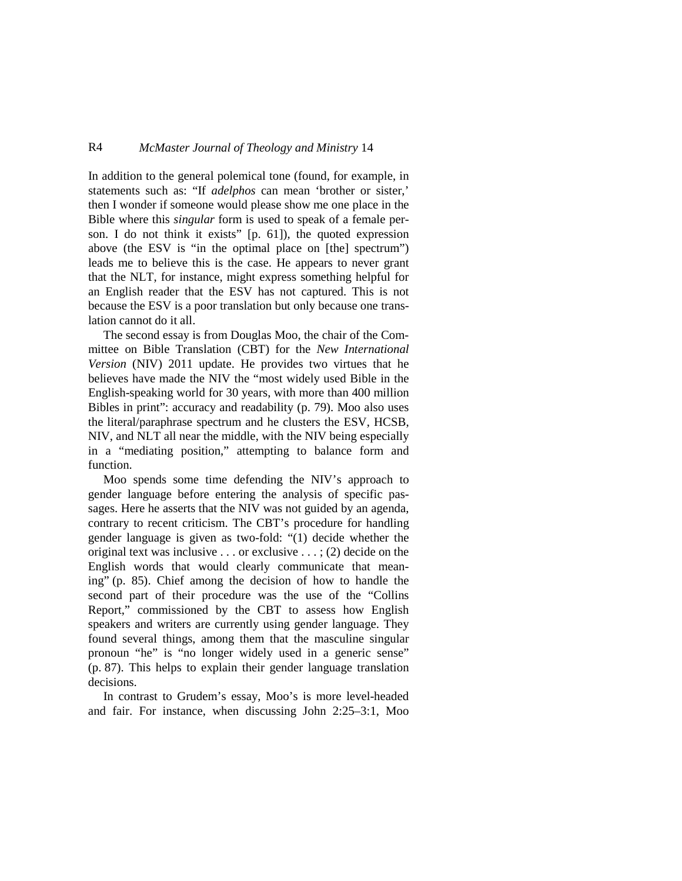In addition to the general polemical tone (found, for example, in statements such as: "If *adelphos* can mean 'brother or sister,' then I wonder if someone would please show me one place in the Bible where this *singular* form is used to speak of a female person. I do not think it exists" [p. 61]), the quoted expression above (the ESV is "in the optimal place on [the] spectrum") leads me to believe this is the case. He appears to never grant that the NLT, for instance, might express something helpful for an English reader that the ESV has not captured. This is not because the ESV is a poor translation but only because one translation cannot do it all.

The second essay is from Douglas Moo, the chair of the Committee on Bible Translation (CBT) for the *New International Version* (NIV) 2011 update. He provides two virtues that he believes have made the NIV the "most widely used Bible in the English-speaking world for 30 years, with more than 400 million Bibles in print": accuracy and readability (p. 79). Moo also uses the literal/paraphrase spectrum and he clusters the ESV, HCSB, NIV, and NLT all near the middle, with the NIV being especially in a "mediating position," attempting to balance form and function.

Moo spends some time defending the NIV's approach to gender language before entering the analysis of specific passages. Here he asserts that the NIV was not guided by an agenda, contrary to recent criticism. The CBT's procedure for handling gender language is given as two-fold: "(1) decide whether the original text was inclusive . . . or exclusive . . . ; (2) decide on the English words that would clearly communicate that meaning" (p. 85). Chief among the decision of how to handle the second part of their procedure was the use of the "Collins Report," commissioned by the CBT to assess how English speakers and writers are currently using gender language. They found several things, among them that the masculine singular pronoun "he" is "no longer widely used in a generic sense" (p. 87). This helps to explain their gender language translation decisions.

In contrast to Grudem's essay, Moo's is more level-headed and fair. For instance, when discussing John 2:25–3:1, Moo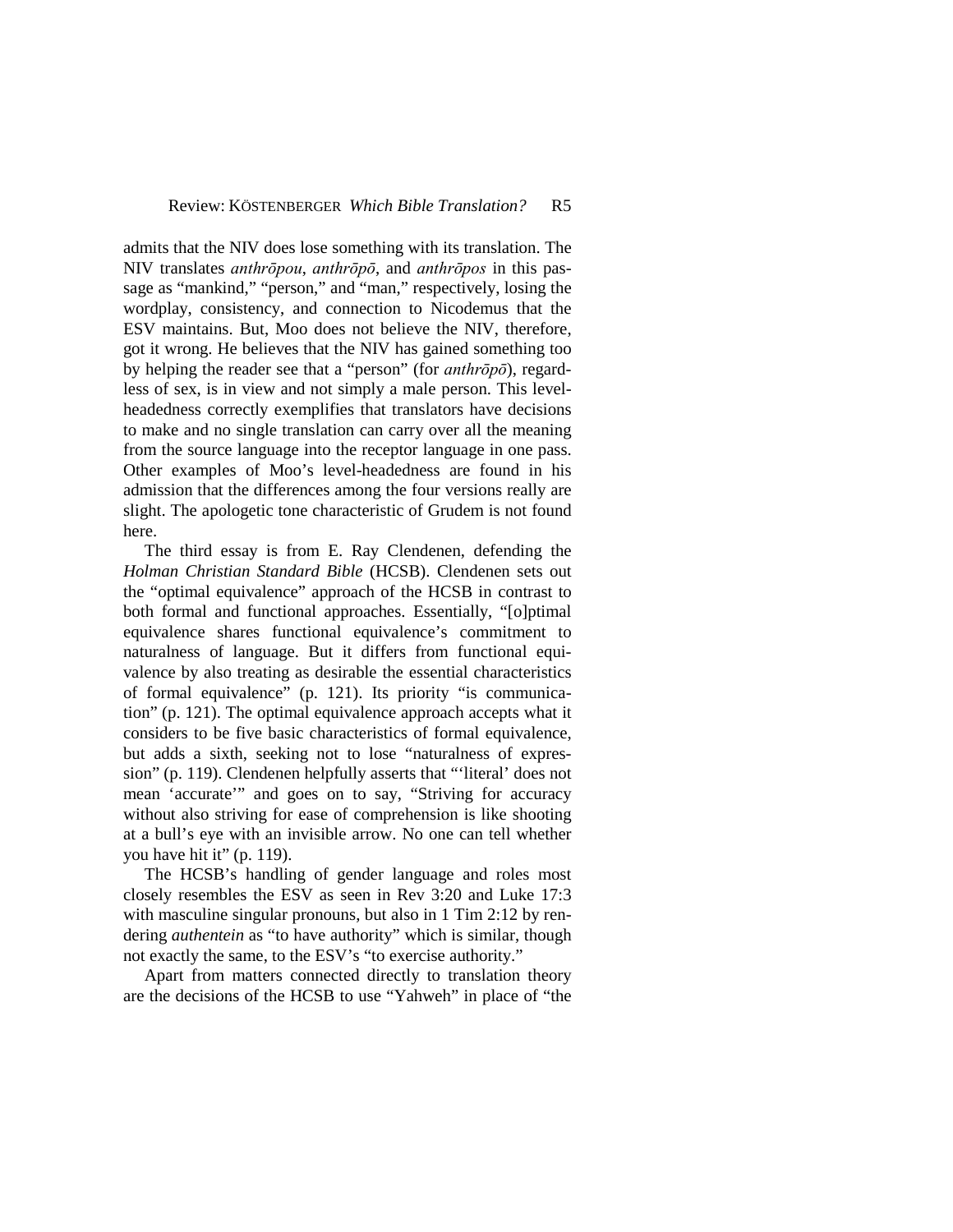admits that the NIV does lose something with its translation. The NIV translates *anthrōpou*, *anthrōpō*, and *anthrōpos* in this passage as "mankind," "person," and "man," respectively, losing the wordplay, consistency, and connection to Nicodemus that the ESV maintains. But, Moo does not believe the NIV, therefore, got it wrong. He believes that the NIV has gained something too by helping the reader see that a "person" (for *anthrōpō*), regardless of sex, is in view and not simply a male person. This level-headedness correctly exemplifies that translators have decisions to make and no single translation can carry over all the meaning from the source language into the receptor language in one pass. Other examples of Moo's level-headedness are found in his admission that the differences among the four versions really are slight. The apologetic tone characteristic of Grudem is not found here.

The third essay is from E. Ray Clendenen, defending the *Holman Christian Standard Bible* (HCSB). Clendenen sets out the "optimal equivalence" approach of the HCSB in contrast to both formal and functional approaches. Essentially, "[o]ptimal equivalence shares functional equivalence's commitment to naturalness of language. But it differs from functional equivalence by also treating as desirable the essential characteristics of formal equivalence" (p. 121). Its priority "is communication" (p. 121). The optimal equivalence approach accepts what it considers to be five basic characteristics of formal equivalence, but adds a sixth, seeking not to lose "naturalness of expression" (p. 119). Clendenen helpfully asserts that "'literal' does not mean 'accurate'" and goes on to say, "Striving for accuracy without also striving for ease of comprehension is like shooting at a bull's eye with an invisible arrow. No one can tell whether you have hit it" (p. 119).

The HCSB's handling of gender language and roles most closely resembles the ESV as seen in Rev 3:20 and Luke 17:3 with masculine singular pronouns, but also in 1 Tim 2:12 by rendering *authentein* as "to have authority" which is similar, though not exactly the same, to the ESV's "to exercise authority."

Apart from matters connected directly to translation theory are the decisions of the HCSB to use "Yahweh" in place of "the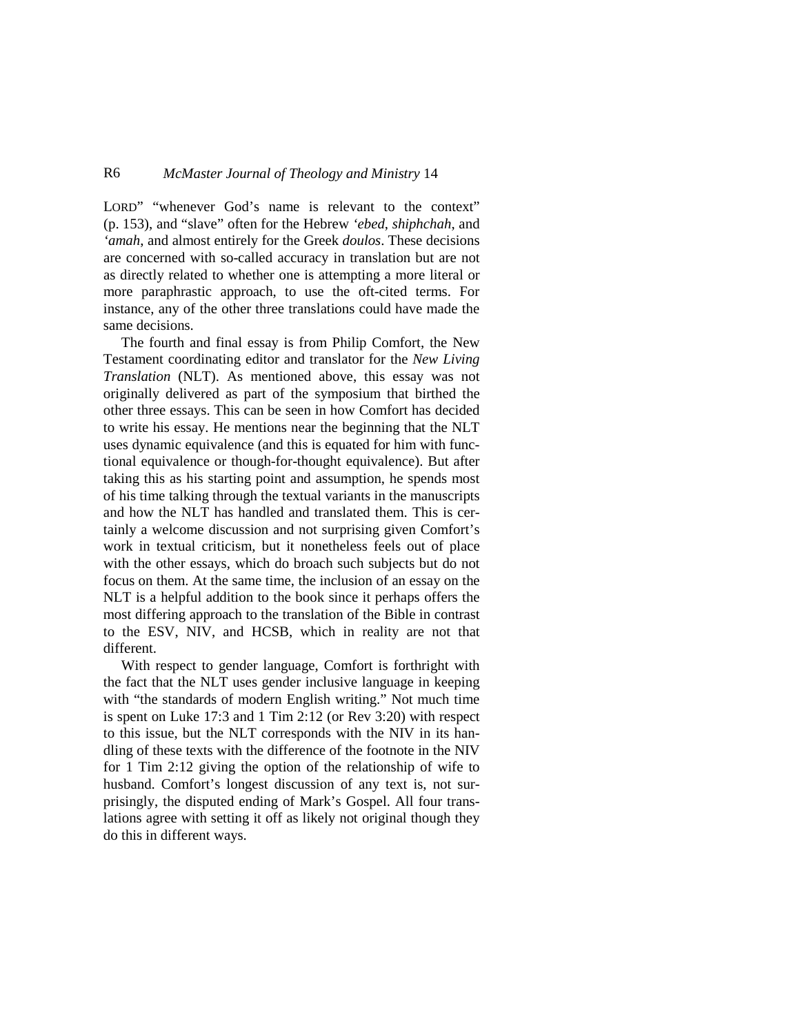LORD" "whenever God's name is relevant to the context" (p. 153), and "slave" often for the Hebrew *'ebed*, *shiphchah*, and *'amah*, and almost entirely for the Greek *doulos*. These decisions are concerned with so-called accuracy in translation but are not as directly related to whether one is attempting a more literal or more paraphrastic approach, to use the oft-cited terms. For instance, any of the other three translations could have made the same decisions.

The fourth and final essay is from Philip Comfort, the New Testament coordinating editor and translator for the *New Living Translation* (NLT). As mentioned above, this essay was not originally delivered as part of the symposium that birthed the other three essays. This can be seen in how Comfort has decided to write his essay. He mentions near the beginning that the NLT uses dynamic equivalence (and this is equated for him with functional equivalence or though-for-thought equivalence). But after taking this as his starting point and assumption, he spends most of his time talking through the textual variants in the manuscripts and how the NLT has handled and translated them. This is certainly a welcome discussion and not surprising given Comfort's work in textual criticism, but it nonetheless feels out of place with the other essays, which do broach such subjects but do not focus on them. At the same time, the inclusion of an essay on the NLT is a helpful addition to the book since it perhaps offers the most differing approach to the translation of the Bible in contrast to the ESV, NIV, and HCSB, which in reality are not that different.

With respect to gender language, Comfort is forthright with the fact that the NLT uses gender inclusive language in keeping with "the standards of modern English writing." Not much time is spent on Luke 17:3 and 1 Tim 2:12 (or Rev 3:20) with respect to this issue, but the NLT corresponds with the NIV in its handling of these texts with the difference of the footnote in the NIV for 1 Tim 2:12 giving the option of the relationship of wife to husband. Comfort's longest discussion of any text is, not surprisingly, the disputed ending of Mark's Gospel. All four translations agree with setting it off as likely not original though they do this in different ways.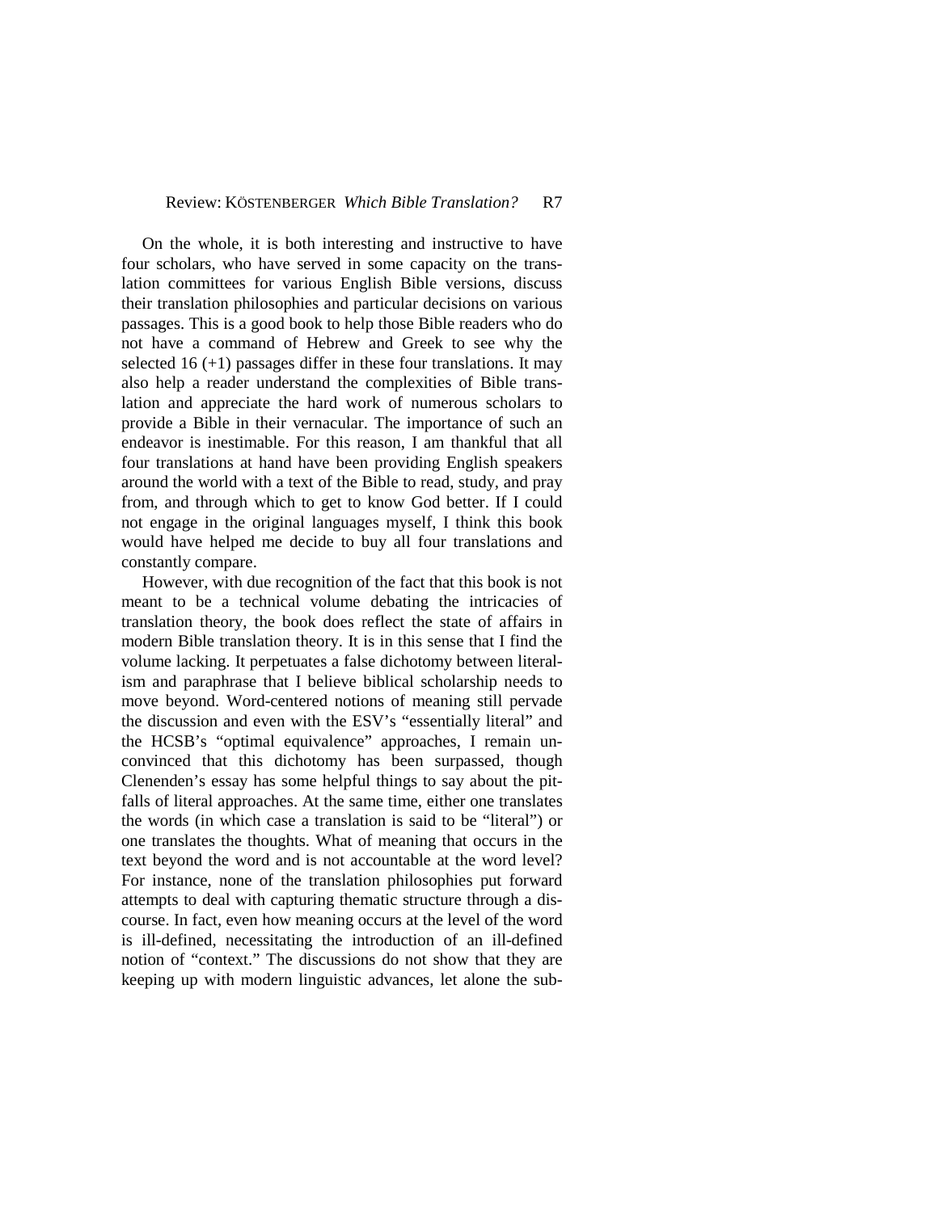On the whole, it is both interesting and instructive to have four scholars, who have served in some capacity on the translation committees for various English Bible versions, discuss their translation philosophies and particular decisions on various passages. This is a good book to help those Bible readers who do not have a command of Hebrew and Greek to see why the selected 16 (+1) passages differ in these four translations. It may also help a reader understand the complexities of Bible translation and appreciate the hard work of numerous scholars to provide a Bible in their vernacular. The importance of such an endeavor is inestimable. For this reason, I am thankful that all four translations at hand have been providing English speakers around the world with a text of the Bible to read, study, and pray from, and through which to get to know God better. If I could not engage in the original languages myself, I think this book would have helped me decide to buy all four translations and constantly compare.

However, with due recognition of the fact that this book is not meant to be a technical volume debating the intricacies of translation theory, the book does reflect the state of affairs in modern Bible translation theory. It is in this sense that I find the volume lacking. It perpetuates a false dichotomy between literalism and paraphrase that I believe biblical scholarship needs to move beyond. Word-centered notions of meaning still pervade the discussion and even with the ESV's "essentially literal" and the HCSB's "optimal equivalence" approaches, I remain unconvinced that this dichotomy has been surpassed, though Clenenden's essay has some helpful things to say about the pitfalls of literal approaches. At the same time, either one translates the words (in which case a translation is said to be "literal") or one translates the thoughts. What of meaning that occurs in the text beyond the word and is not accountable at the word level? For instance, none of the translation philosophies put forward attempts to deal with capturing thematic structure through a discourse. In fact, even how meaning occurs at the level of the word is ill-defined, necessitating the introduction of an ill-defined notion of "context." The discussions do not show that they are keeping up with modern linguistic advances, let alone the sub-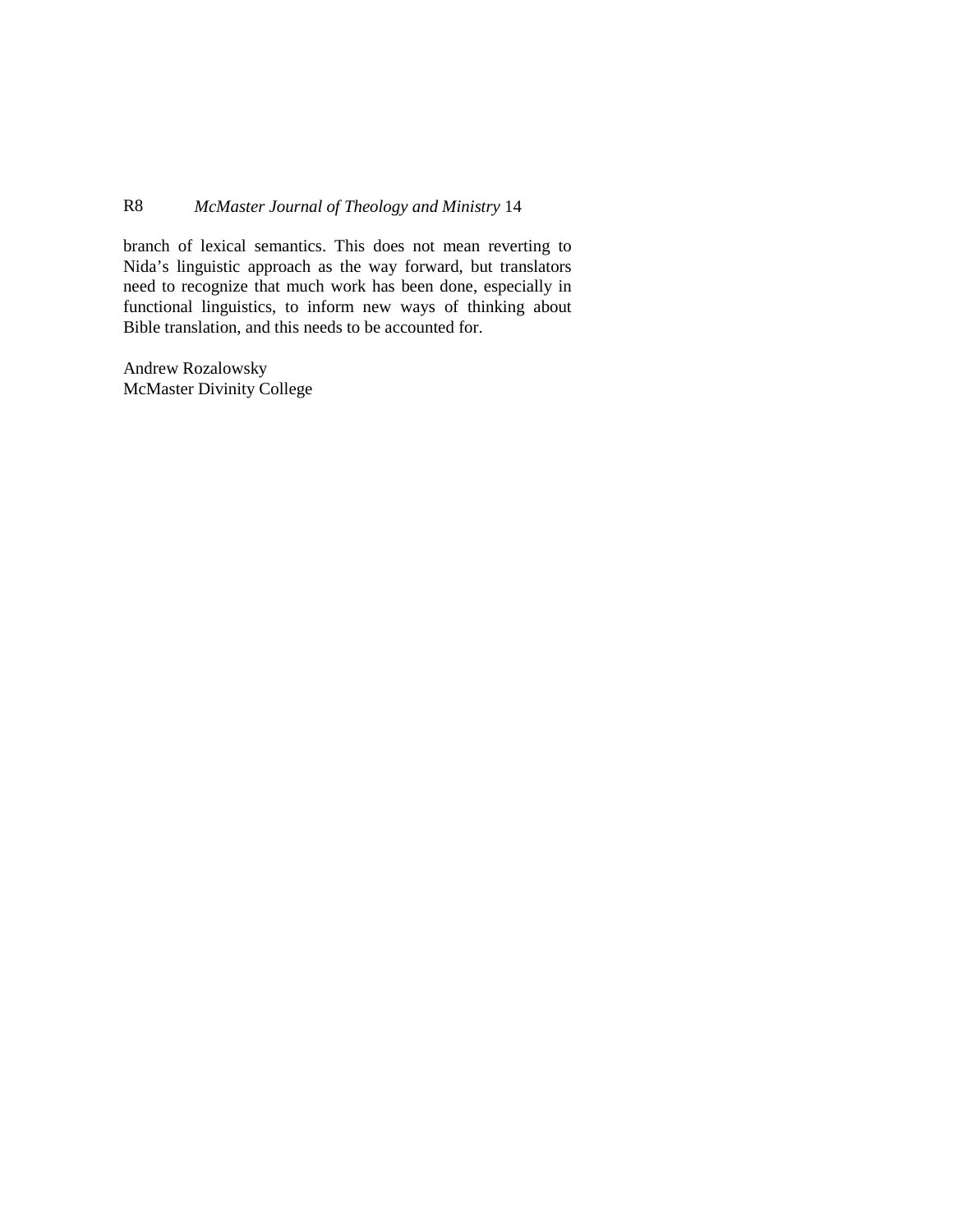branch of lexical semantics. This does not mean reverting to Nida's linguistic approach as the way forward, but translators need to recognize that much work has been done, especially in functional linguistics, to inform new ways of thinking about Bible translation, and this needs to be accounted for.

Andrew Rozalowsky
McMaster Divinity College